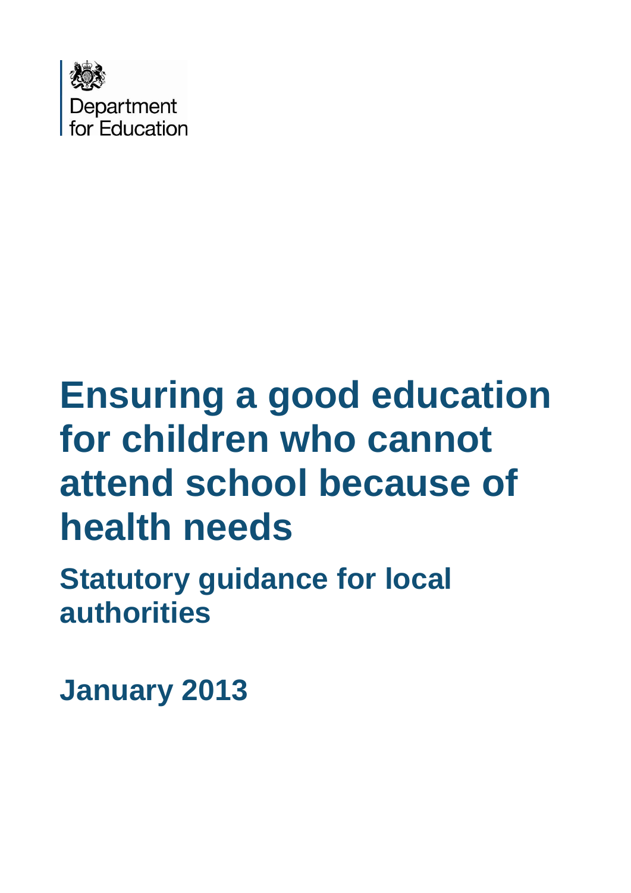Department for Education

# Ensuring a good education for children who cannot attend school because of health needs

## Statutory guidance for local authorities

## January 2013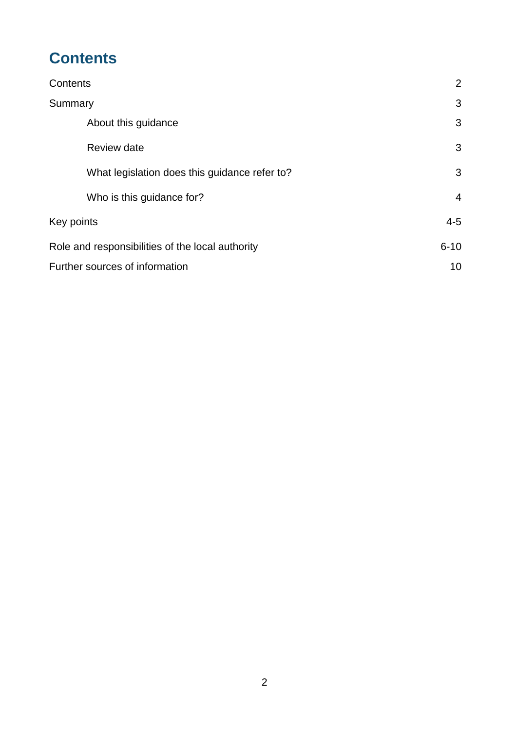# Contents

| | |
|---|---|
| Contents | 2 |
| Summary | 3 |
| About this guidance | 3 |
| Review date | 3 |
| What legislation does this guidance refer to? | 3 |
| Who is this guidance for? | 4 |
| Key points | 4-5 |
| Role and responsibilities of the local authority | 6-10 |
| Further sources of information | 10 |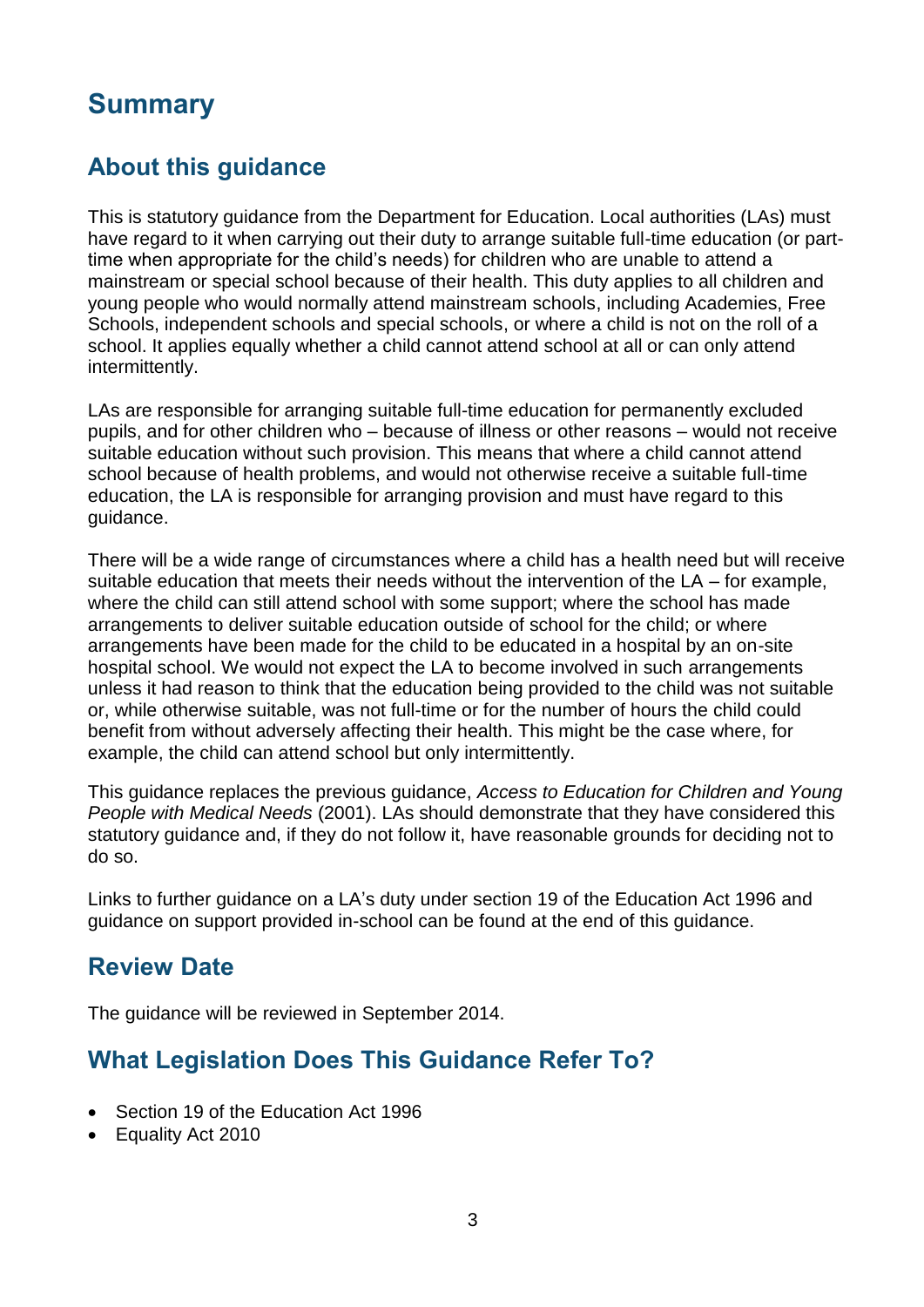# Summary

## About this guidance

This is statutory guidance from the Department for Education. Local authorities (LAs) must have regard to it when carrying out their duty to arrange suitable full-time education (or part-time when appropriate for the child's needs) for children who are unable to attend a mainstream or special school because of their health. This duty applies to all children and young people who would normally attend mainstream schools, including Academies, Free Schools, independent schools and special schools, or where a child is not on the roll of a school. It applies equally whether a child cannot attend school at all or can only attend intermittently.

LAs are responsible for arranging suitable full-time education for permanently excluded pupils, and for other children who – because of illness or other reasons – would not receive suitable education without such provision. This means that where a child cannot attend school because of health problems, and would not otherwise receive a suitable full-time education, the LA is responsible for arranging provision and must have regard to this guidance.

There will be a wide range of circumstances where a child has a health need but will receive suitable education that meets their needs without the intervention of the LA – for example, where the child can still attend school with some support; where the school has made arrangements to deliver suitable education outside of school for the child; or where arrangements have been made for the child to be educated in a hospital by an on-site hospital school. We would not expect the LA to become involved in such arrangements unless it had reason to think that the education being provided to the child was not suitable or, while otherwise suitable, was not full-time or for the number of hours the child could benefit from without adversely affecting their health. This might be the case where, for example, the child can attend school but only intermittently.

This guidance replaces the previous guidance, *Access to Education for Children and Young People with Medical Needs* (2001). LAs should demonstrate that they have considered this statutory guidance and, if they do not follow it, have reasonable grounds for deciding not to do so.

Links to further guidance on a LA's duty under section 19 of the Education Act 1996 and guidance on support provided in-school can be found at the end of this guidance.

## Review Date

The guidance will be reviewed in September 2014.

## What Legislation Does This Guidance Refer To?

- Section 19 of the Education Act 1996
- Equality Act 2010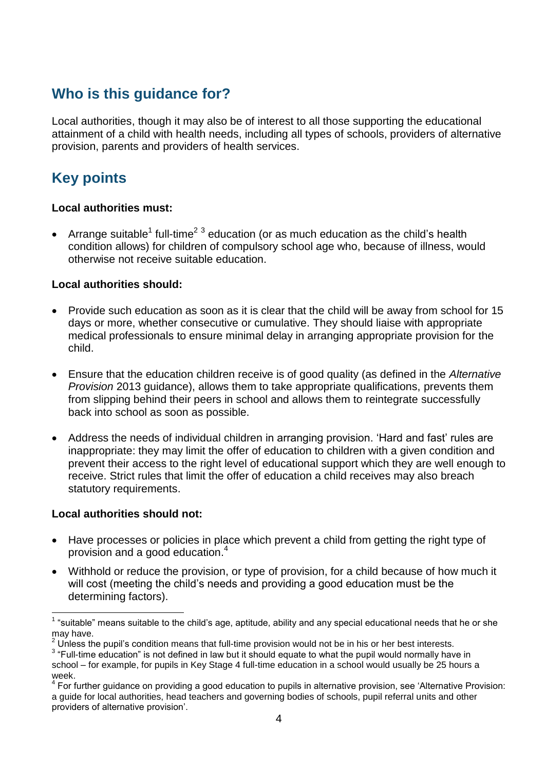## Who is this guidance for?

Local authorities, though it may also be of interest to all those supporting the educational attainment of a child with health needs, including all types of schools, providers of alternative provision, parents and providers of health services.

## Key points

**Local authorities must:**

- Arrange suitable[1] full-time[2] [3] education (or as much education as the child's health condition allows) for children of compulsory school age who, because of illness, would otherwise not receive suitable education.

**Local authorities should:**

- Provide such education as soon as it is clear that the child will be away from school for 15 days or more, whether consecutive or cumulative. They should liaise with appropriate medical professionals to ensure minimal delay in arranging appropriate provision for the child.
- Ensure that the education children receive is of good quality (as defined in the *Alternative Provision* 2013 guidance), allows them to take appropriate qualifications, prevents them from slipping behind their peers in school and allows them to reintegrate successfully back into school as soon as possible.
- Address the needs of individual children in arranging provision. 'Hard and fast' rules are inappropriate: they may limit the offer of education to children with a given condition and prevent their access to the right level of educational support which they are well enough to receive. Strict rules that limit the offer of education a child receives may also breach statutory requirements.

**Local authorities should not:**

- Have processes or policies in place which prevent a child from getting the right type of provision and a good education.[4]
- Withhold or reduce the provision, or type of provision, for a child because of how much it will cost (meeting the child's needs and providing a good education must be the determining factors).

---

[1] "suitable" means suitable to the child's age, aptitude, ability and any special educational needs that he or she may have.

[2] Unless the pupil's condition means that full-time provision would not be in his or her best interests.

[3] "Full-time education" is not defined in law but it should equate to what the pupil would normally have in school – for example, for pupils in Key Stage 4 full-time education in a school would usually be 25 hours a week.

[4] For further guidance on providing a good education to pupils in alternative provision, see 'Alternative Provision: a guide for local authorities, head teachers and governing bodies of schools, pupil referral units and other providers of alternative provision'.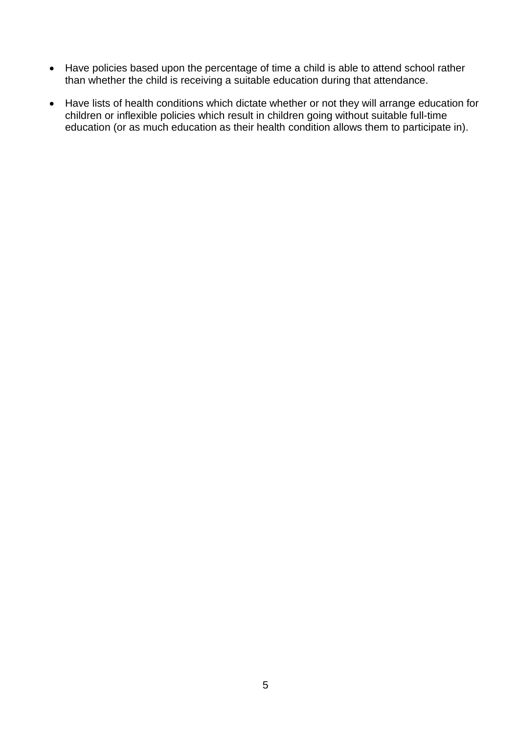- Have policies based upon the percentage of time a child is able to attend school rather than whether the child is receiving a suitable education during that attendance.
- Have lists of health conditions which dictate whether or not they will arrange education for children or inflexible policies which result in children going without suitable full-time education (or as much education as their health condition allows them to participate in).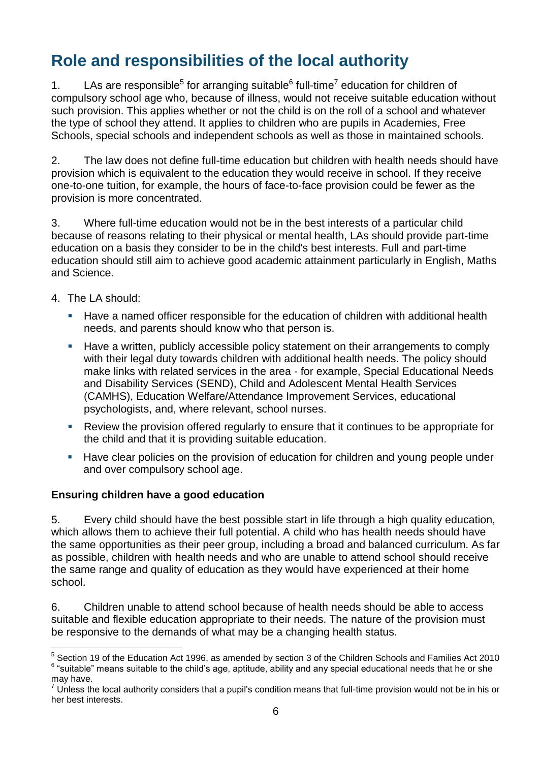## Role and responsibilities of the local authority

1. LAs are responsible[5] for arranging suitable[6] full-time[7] education for children of compulsory school age who, because of illness, would not receive suitable education without such provision. This applies whether or not the child is on the roll of a school and whatever the type of school they attend. It applies to children who are pupils in Academies, Free Schools, special schools and independent schools as well as those in maintained schools.

2. The law does not define full-time education but children with health needs should have provision which is equivalent to the education they would receive in school. If they receive one-to-one tuition, for example, the hours of face-to-face provision could be fewer as the provision is more concentrated.

3. Where full-time education would not be in the best interests of a particular child because of reasons relating to their physical or mental health, LAs should provide part-time education on a basis they consider to be in the child's best interests. Full and part-time education should still aim to achieve good academic attainment particularly in English, Maths and Science.

4. The LA should:

- Have a named officer responsible for the education of children with additional health needs, and parents should know who that person is.
- Have a written, publicly accessible policy statement on their arrangements to comply with their legal duty towards children with additional health needs. The policy should make links with related services in the area - for example, Special Educational Needs and Disability Services (SEND), Child and Adolescent Mental Health Services (CAMHS), Education Welfare/Attendance Improvement Services, educational psychologists, and, where relevant, school nurses.
- Review the provision offered regularly to ensure that it continues to be appropriate for the child and that it is providing suitable education.
- Have clear policies on the provision of education for children and young people under and over compulsory school age.

### Ensuring children have a good education

5. Every child should have the best possible start in life through a high quality education, which allows them to achieve their full potential. A child who has health needs should have the same opportunities as their peer group, including a broad and balanced curriculum. As far as possible, children with health needs and who are unable to attend school should receive the same range and quality of education as they would have experienced at their home school.

6. Children unable to attend school because of health needs should be able to access suitable and flexible education appropriate to their needs. The nature of the provision must be responsive to the demands of what may be a changing health status.

---

[5] Section 19 of the Education Act 1996, as amended by section 3 of the Children Schools and Families Act 2010

[6] "suitable" means suitable to the child's age, aptitude, ability and any special educational needs that he or she may have.

[7] Unless the local authority considers that a pupil's condition means that full-time provision would not be in his or her best interests.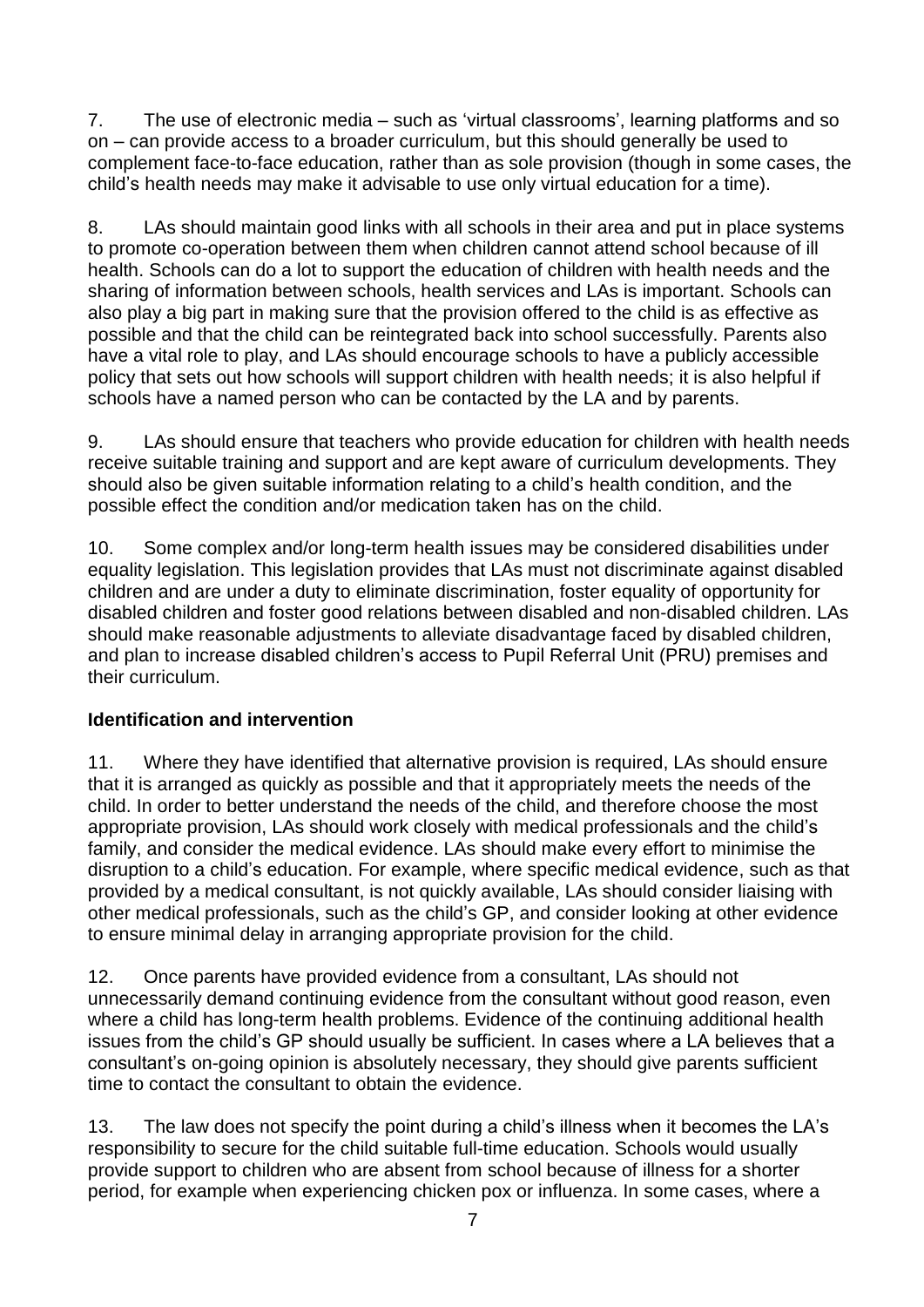7. The use of electronic media – such as 'virtual classrooms', learning platforms and so on – can provide access to a broader curriculum, but this should generally be used to complement face-to-face education, rather than as sole provision (though in some cases, the child's health needs may make it advisable to use only virtual education for a time).

8. LAs should maintain good links with all schools in their area and put in place systems to promote co-operation between them when children cannot attend school because of ill health. Schools can do a lot to support the education of children with health needs and the sharing of information between schools, health services and LAs is important. Schools can also play a big part in making sure that the provision offered to the child is as effective as possible and that the child can be reintegrated back into school successfully. Parents also have a vital role to play, and LAs should encourage schools to have a publicly accessible policy that sets out how schools will support children with health needs; it is also helpful if schools have a named person who can be contacted by the LA and by parents.

9. LAs should ensure that teachers who provide education for children with health needs receive suitable training and support and are kept aware of curriculum developments. They should also be given suitable information relating to a child's health condition, and the possible effect the condition and/or medication taken has on the child.

10. Some complex and/or long-term health issues may be considered disabilities under equality legislation. This legislation provides that LAs must not discriminate against disabled children and are under a duty to eliminate discrimination, foster equality of opportunity for disabled children and foster good relations between disabled and non-disabled children. LAs should make reasonable adjustments to alleviate disadvantage faced by disabled children, and plan to increase disabled children's access to Pupil Referral Unit (PRU) premises and their curriculum.

**Identification and intervention**

11. Where they have identified that alternative provision is required, LAs should ensure that it is arranged as quickly as possible and that it appropriately meets the needs of the child. In order to better understand the needs of the child, and therefore choose the most appropriate provision, LAs should work closely with medical professionals and the child's family, and consider the medical evidence. LAs should make every effort to minimise the disruption to a child's education. For example, where specific medical evidence, such as that provided by a medical consultant, is not quickly available, LAs should consider liaising with other medical professionals, such as the child's GP, and consider looking at other evidence to ensure minimal delay in arranging appropriate provision for the child.

12. Once parents have provided evidence from a consultant, LAs should not unnecessarily demand continuing evidence from the consultant without good reason, even where a child has long-term health problems. Evidence of the continuing additional health issues from the child's GP should usually be sufficient. In cases where a LA believes that a consultant's on-going opinion is absolutely necessary, they should give parents sufficient time to contact the consultant to obtain the evidence.

13. The law does not specify the point during a child's illness when it becomes the LA's responsibility to secure for the child suitable full-time education. Schools would usually provide support to children who are absent from school because of illness for a shorter period, for example when experiencing chicken pox or influenza. In some cases, where a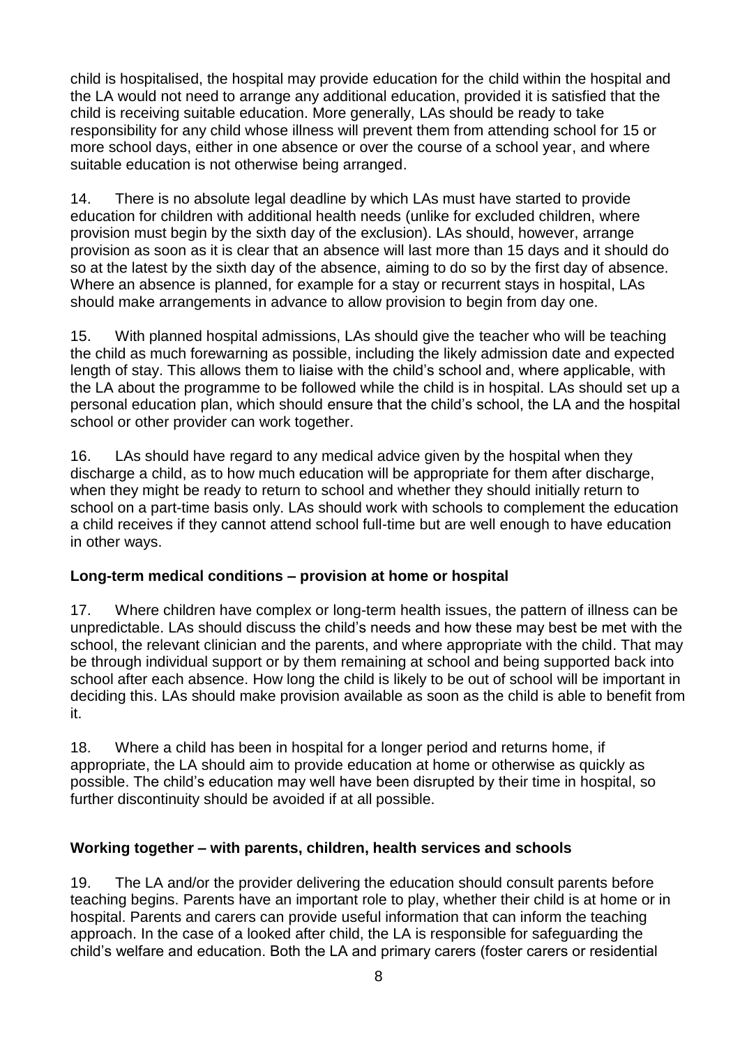child is hospitalised, the hospital may provide education for the child within the hospital and the LA would not need to arrange any additional education, provided it is satisfied that the child is receiving suitable education. More generally, LAs should be ready to take responsibility for any child whose illness will prevent them from attending school for 15 or more school days, either in one absence or over the course of a school year, and where suitable education is not otherwise being arranged.

14. There is no absolute legal deadline by which LAs must have started to provide education for children with additional health needs (unlike for excluded children, where provision must begin by the sixth day of the exclusion). LAs should, however, arrange provision as soon as it is clear that an absence will last more than 15 days and it should do so at the latest by the sixth day of the absence, aiming to do so by the first day of absence. Where an absence is planned, for example for a stay or recurrent stays in hospital, LAs should make arrangements in advance to allow provision to begin from day one.

15. With planned hospital admissions, LAs should give the teacher who will be teaching the child as much forewarning as possible, including the likely admission date and expected length of stay. This allows them to liaise with the child's school and, where applicable, with the LA about the programme to be followed while the child is in hospital. LAs should set up a personal education plan, which should ensure that the child's school, the LA and the hospital school or other provider can work together.

16. LAs should have regard to any medical advice given by the hospital when they discharge a child, as to how much education will be appropriate for them after discharge, when they might be ready to return to school and whether they should initially return to school on a part-time basis only. LAs should work with schools to complement the education a child receives if they cannot attend school full-time but are well enough to have education in other ways.

**Long-term medical conditions – provision at home or hospital**

17. Where children have complex or long-term health issues, the pattern of illness can be unpredictable. LAs should discuss the child's needs and how these may best be met with the school, the relevant clinician and the parents, and where appropriate with the child. That may be through individual support or by them remaining at school and being supported back into school after each absence. How long the child is likely to be out of school will be important in deciding this. LAs should make provision available as soon as the child is able to benefit from it.

18. Where a child has been in hospital for a longer period and returns home, if appropriate, the LA should aim to provide education at home or otherwise as quickly as possible. The child's education may well have been disrupted by their time in hospital, so further discontinuity should be avoided if at all possible.

**Working together – with parents, children, health services and schools**

19. The LA and/or the provider delivering the education should consult parents before teaching begins. Parents have an important role to play, whether their child is at home or in hospital. Parents and carers can provide useful information that can inform the teaching approach. In the case of a looked after child, the LA is responsible for safeguarding the child's welfare and education. Both the LA and primary carers (foster carers or residential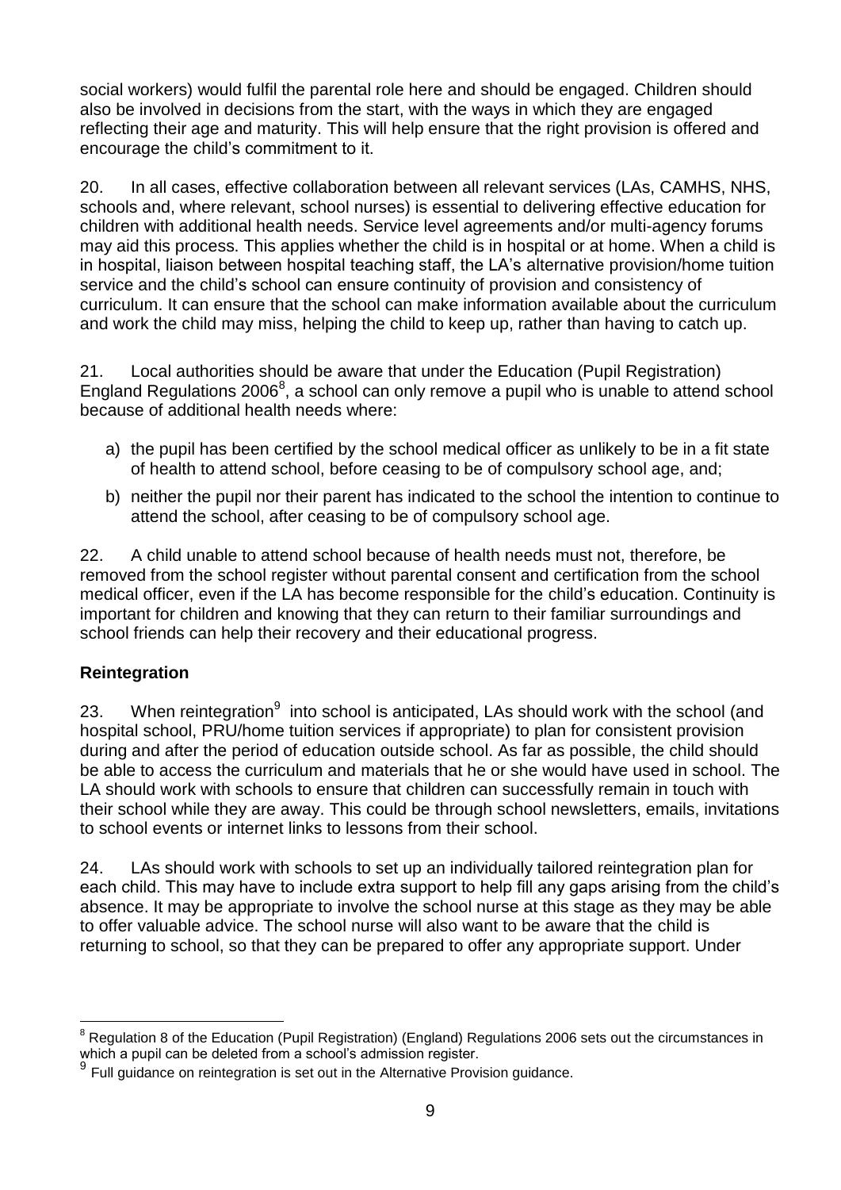social workers) would fulfil the parental role here and should be engaged. Children should also be involved in decisions from the start, with the ways in which they are engaged reflecting their age and maturity. This will help ensure that the right provision is offered and encourage the child's commitment to it.

20. In all cases, effective collaboration between all relevant services (LAs, CAMHS, NHS, schools and, where relevant, school nurses) is essential to delivering effective education for children with additional health needs. Service level agreements and/or multi-agency forums may aid this process. This applies whether the child is in hospital or at home. When a child is in hospital, liaison between hospital teaching staff, the LA's alternative provision/home tuition service and the child's school can ensure continuity of provision and consistency of curriculum. It can ensure that the school can make information available about the curriculum and work the child may miss, helping the child to keep up, rather than having to catch up.

21. Local authorities should be aware that under the Education (Pupil Registration) England Regulations 2006[8], a school can only remove a pupil who is unable to attend school because of additional health needs where:

a) the pupil has been certified by the school medical officer as unlikely to be in a fit state of health to attend school, before ceasing to be of compulsory school age, and;

b) neither the pupil nor their parent has indicated to the school the intention to continue to attend the school, after ceasing to be of compulsory school age.

22. A child unable to attend school because of health needs must not, therefore, be removed from the school register without parental consent and certification from the school medical officer, even if the LA has become responsible for the child's education. Continuity is important for children and knowing that they can return to their familiar surroundings and school friends can help their recovery and their educational progress.

## Reintegration

23. When reintegration[9] into school is anticipated, LAs should work with the school (and hospital school, PRU/home tuition services if appropriate) to plan for consistent provision during and after the period of education outside school. As far as possible, the child should be able to access the curriculum and materials that he or she would have used in school. The LA should work with schools to ensure that children can successfully remain in touch with their school while they are away. This could be through school newsletters, emails, invitations to school events or internet links to lessons from their school.

24. LAs should work with schools to set up an individually tailored reintegration plan for each child. This may have to include extra support to help fill any gaps arising from the child's absence. It may be appropriate to involve the school nurse at this stage as they may be able to offer valuable advice. The school nurse will also want to be aware that the child is returning to school, so that they can be prepared to offer any appropriate support. Under

[8] Regulation 8 of the Education (Pupil Registration) (England) Regulations 2006 sets out the circumstances in which a pupil can be deleted from a school's admission register.

[9] Full guidance on reintegration is set out in the Alternative Provision guidance.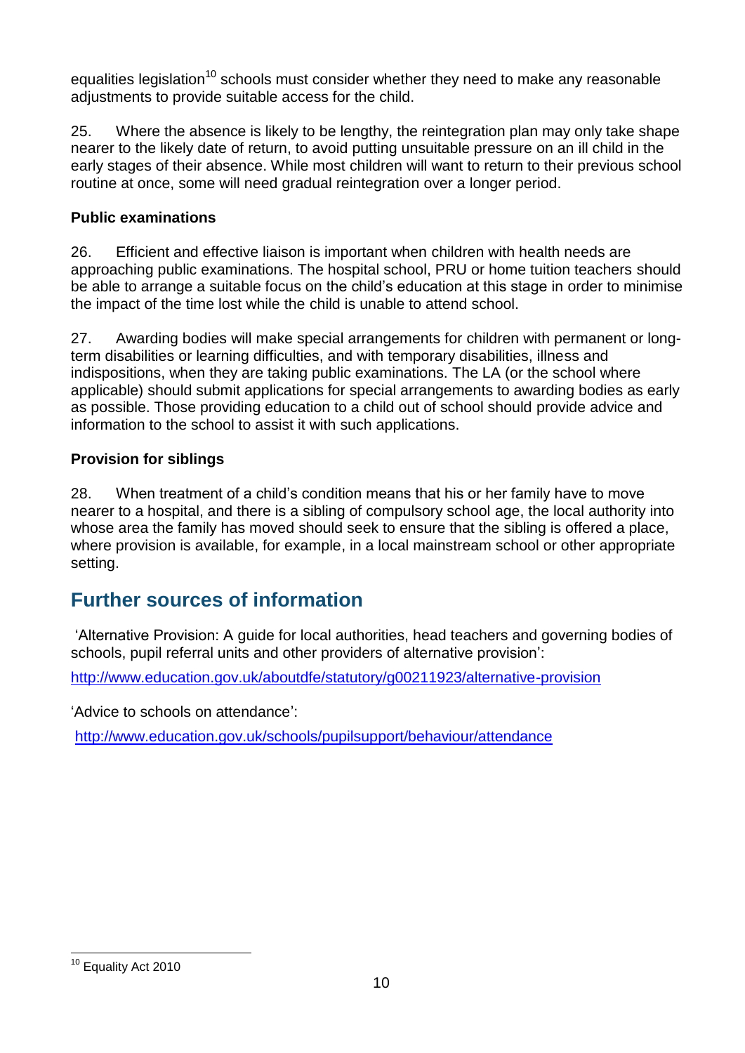equalities legislation[10] schools must consider whether they need to make any reasonable adjustments to provide suitable access for the child.

25. Where the absence is likely to be lengthy, the reintegration plan may only take shape nearer to the likely date of return, to avoid putting unsuitable pressure on an ill child in the early stages of their absence. While most children will want to return to their previous school routine at once, some will need gradual reintegration over a longer period.

### Public examinations

26. Efficient and effective liaison is important when children with health needs are approaching public examinations. The hospital school, PRU or home tuition teachers should be able to arrange a suitable focus on the child's education at this stage in order to minimise the impact of the time lost while the child is unable to attend school.

27. Awarding bodies will make special arrangements for children with permanent or long-term disabilities or learning difficulties, and with temporary disabilities, illness and indispositions, when they are taking public examinations. The LA (or the school where applicable) should submit applications for special arrangements to awarding bodies as early as possible. Those providing education to a child out of school should provide advice and information to the school to assist it with such applications.

### Provision for siblings

28. When treatment of a child's condition means that his or her family have to move nearer to a hospital, and there is a sibling of compulsory school age, the local authority into whose area the family has moved should seek to ensure that the sibling is offered a place, where provision is available, for example, in a local mainstream school or other appropriate setting.

## Further sources of information

'Alternative Provision: A guide for local authorities, head teachers and governing bodies of schools, pupil referral units and other providers of alternative provision':

http://www.education.gov.uk/aboutdfe/statutory/g00211923/alternative-provision

'Advice to schools on attendance':

http://www.education.gov.uk/schools/pupilsupport/behaviour/attendance

[10] Equality Act 2010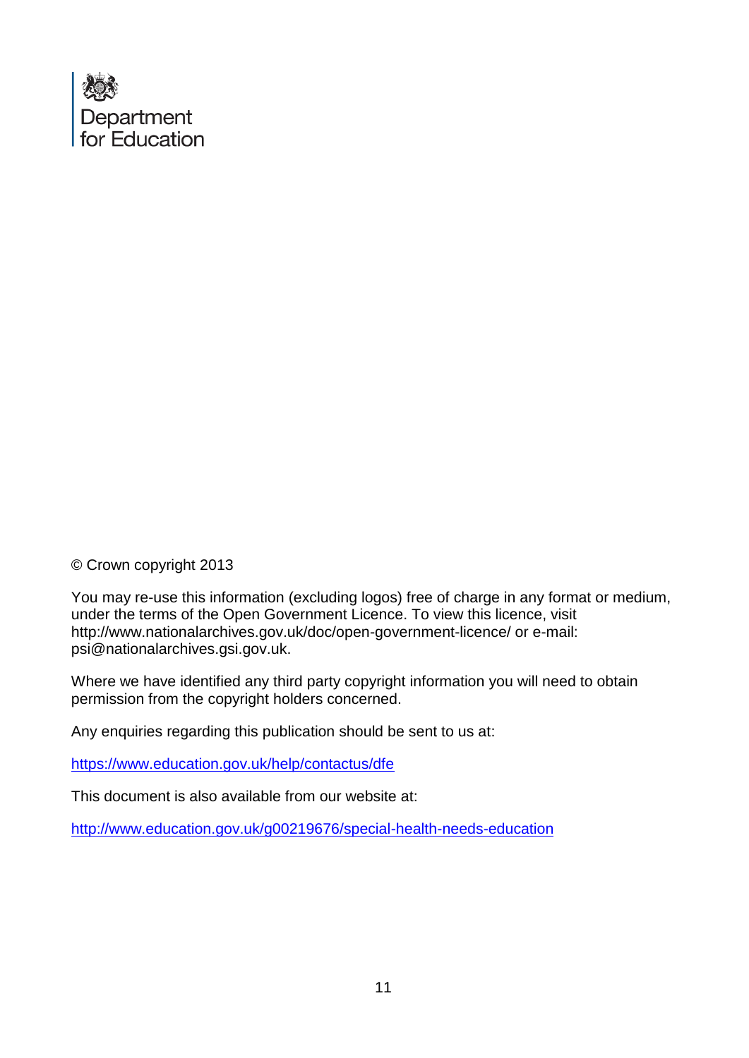Department for Education

© Crown copyright 2013

You may re-use this information (excluding logos) free of charge in any format or medium, under the terms of the Open Government Licence. To view this licence, visit http://www.nationalarchives.gov.uk/doc/open-government-licence/ or e-mail: psi@nationalarchives.gsi.gov.uk.

Where we have identified any third party copyright information you will need to obtain permission from the copyright holders concerned.

Any enquiries regarding this publication should be sent to us at:

https://www.education.gov.uk/help/contactus/dfe

This document is also available from our website at:

http://www.education.gov.uk/g00219676/special-health-needs-education